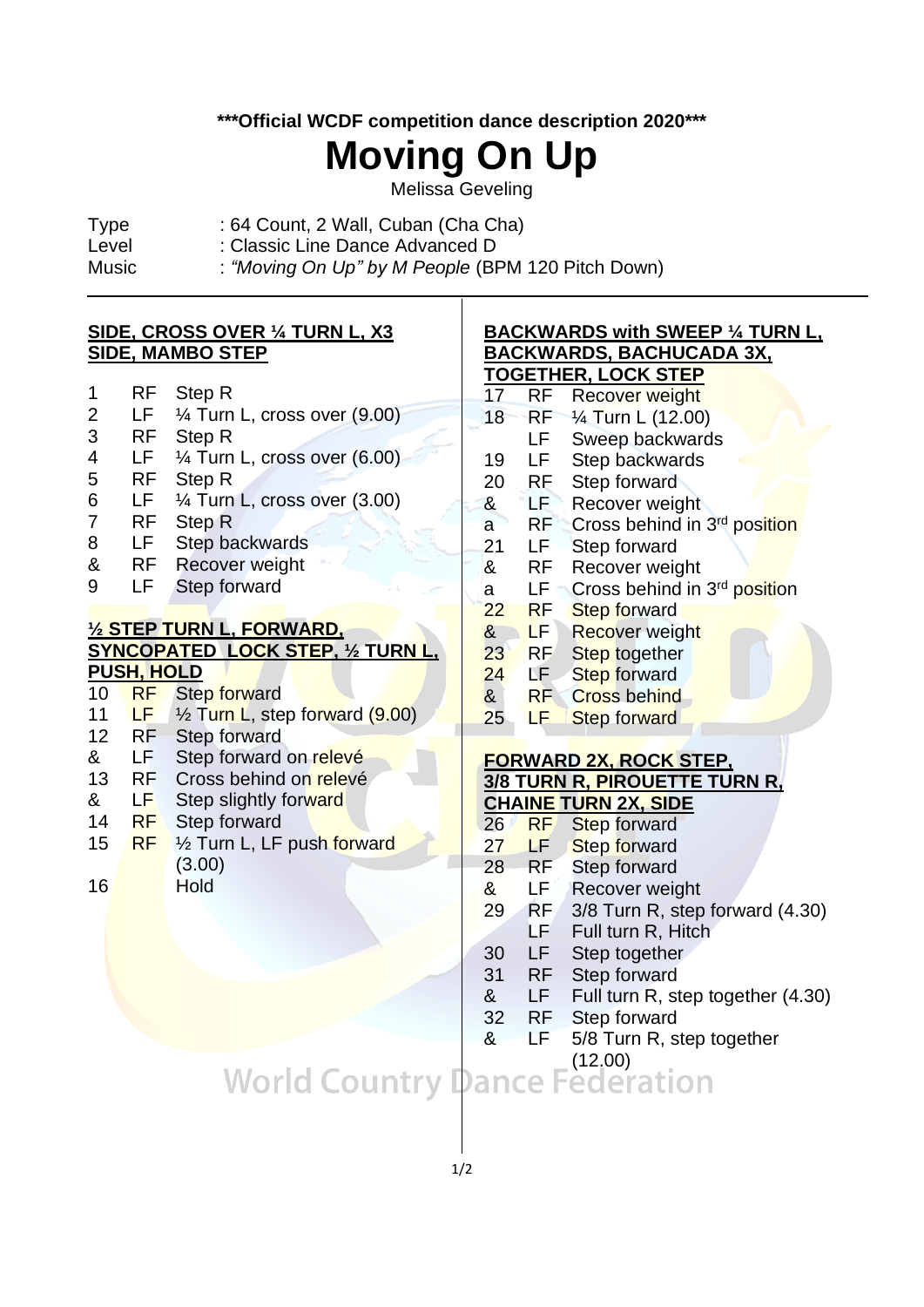**\*\*\*Official WCDF competition dance description 2020\*\*\***

# Moving On Up

Melissa Geveling

| | |
|---|---|
| Type | : 64 Count, 2 Wall, Cuban (Cha Cha) |
| Level | : Classic Line Dance Advanced D |
| Music | : *"Moving On Up" by M People* (BPM 120 Pitch Down) |

**SIDE, CROSS OVER ¼ TURN L, X3 SIDE, MAMBO STEP**

| | | |
|---|---|---|
| 1 | RF | Step R |
| 2 | LF | ¼ Turn L, cross over (9.00) |
| 3 | RF | Step R |
| 4 | LF | ¼ Turn L, cross over (6.00) |
| 5 | RF | Step R |
| 6 | LF | ¼ Turn L, cross over (3.00) |
| 7 | RF | Step R |
| 8 | LF | Step backwards |
| & | RF | Recover weight |
| 9 | LF | Step forward |

**½ STEP TURN L, FORWARD, SYNCOPATED LOCK STEP, ½ TURN L, PUSH, HOLD**

| | | |
|---|---|---|
| 10 | RF | Step forward |
| 11 | LF | ½ Turn L, step forward (9.00) |
| 12 | RF | Step forward |
| & | LF | Step forward on relevé |
| 13 | RF | Cross behind on relevé |
| & | LF | Step slightly forward |
| 14 | RF | Step forward |
| 15 | RF | ½ Turn L, LF push forward (3.00) |
| 16 | | Hold |

**BACKWARDS with SWEEP ¼ TURN L, BACKWARDS, BACHUCADA 3X, TOGETHER, LOCK STEP**

| | | |
|---|---|---|
| 17 | RF | Recover weight |
| 18 | RF | ¼ Turn L (12.00) |
| | LF | Sweep backwards |
| 19 | LF | Step backwards |
| 20 | RF | Step forward |
| & | LF | Recover weight |
| a | RF | Cross behind in 3rd position |
| 21 | LF | Step forward |
| & | RF | Recover weight |
| a | LF | Cross behind in 3rd position |
| 22 | RF | Step forward |
| & | LF | Recover weight |
| 23 | RF | Step together |
| 24 | LF | Step forward |
| & | RF | Cross behind |
| 25 | LF | Step forward |

**FORWARD 2X, ROCK STEP, 3/8 TURN R, PIROUETTE TURN R, CHAINE TURN 2X, SIDE**

| | | |
|---|---|---|
| 26 | RF | Step forward |
| 27 | LF | Step forward |
| 28 | RF | Step forward |
| & | LF | Recover weight |
| 29 | RF | 3/8 Turn R, step forward (4.30) |
| | LF | Full turn R, Hitch |
| 30 | LF | Step together |
| 31 | RF | Step forward |
| & | LF | Full turn R, step together (4.30) |
| 32 | RF | Step forward |
| & | LF | 5/8 Turn R, step together (12.00) |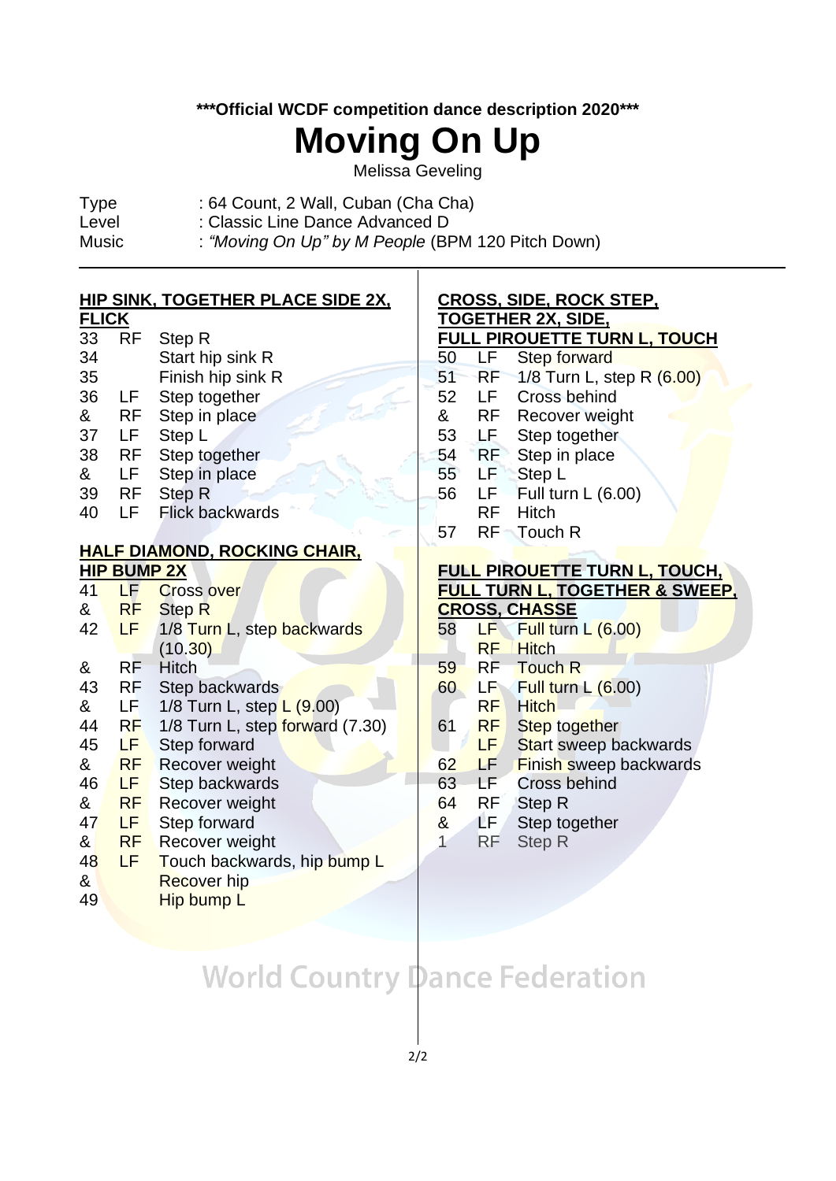***Official WCDF competition dance description 2020***

# Moving On Up

Melissa Geveling

Type : 64 Count, 2 Wall, Cuban (Cha Cha)
Level : Classic Line Dance Advanced D
Music : *"Moving On Up" by M People* (BPM 120 Pitch Down)

**HIP SINK, TOGETHER PLACE SIDE 2X, FLICK**

| | | |
|---|---|---|
| 33 | RF | Step R |
| 34 | | Start hip sink R |
| 35 | | Finish hip sink R |
| 36 | LF | Step together |
| & | RF | Step in place |
| 37 | LF | Step L |
| 38 | RF | Step together |
| & | LF | Step in place |
| 39 | RF | Step R |
| 40 | LF | Flick backwards |

**HALF DIAMOND, ROCKING CHAIR, HIP BUMP 2X**

| | | |
|---|---|---|
| 41 | LF | Cross over |
| & | RF | Step R |
| 42 | LF | 1/8 Turn L, step backwards (10.30) |
| & | RF | Hitch |
| 43 | RF | Step backwards |
| & | LF | 1/8 Turn L, step L (9.00) |
| 44 | RF | 1/8 Turn L, step forward (7.30) |
| 45 | LF | Step forward |
| & | RF | Recover weight |
| 46 | LF | Step backwards |
| & | RF | Recover weight |
| 47 | LF | Step forward |
| & | RF | Recover weight |
| 48 | LF | Touch backwards, hip bump L |
| & | | Recover hip |
| 49 | | Hip bump L |

**CROSS, SIDE, ROCK STEP, TOGETHER 2X, SIDE, FULL PIROUETTE TURN L, TOUCH**

| | | |
|---|---|---|
| 50 | LF | Step forward |
| 51 | RF | 1/8 Turn L, step R (6.00) |
| 52 | LF | Cross behind |
| & | RF | Recover weight |
| 53 | LF | Step together |
| 54 | RF | Step in place |
| 55 | LF | Step L |
| 56 | LF | Full turn L (6.00) |
| | RF | Hitch |
| 57 | RF | Touch R |

**FULL PIROUETTE TURN L, TOUCH, FULL TURN L, TOGETHER & SWEEP, CROSS, CHASSE**

| | | |
|---|---|---|
| 58 | LF | Full turn L (6.00) |
| | RF | Hitch |
| 59 | RF | Touch R |
| 60 | LF | Full turn L (6.00) |
| | RF | Hitch |
| 61 | RF | Step together |
| | LF | Start sweep backwards |
| 62 | LF | Finish sweep backwards |
| 63 | LF | Cross behind |
| 64 | RF | Step R |
| & | LF | Step together |
| 1 | RF | Step R |

World Country Dance Federation